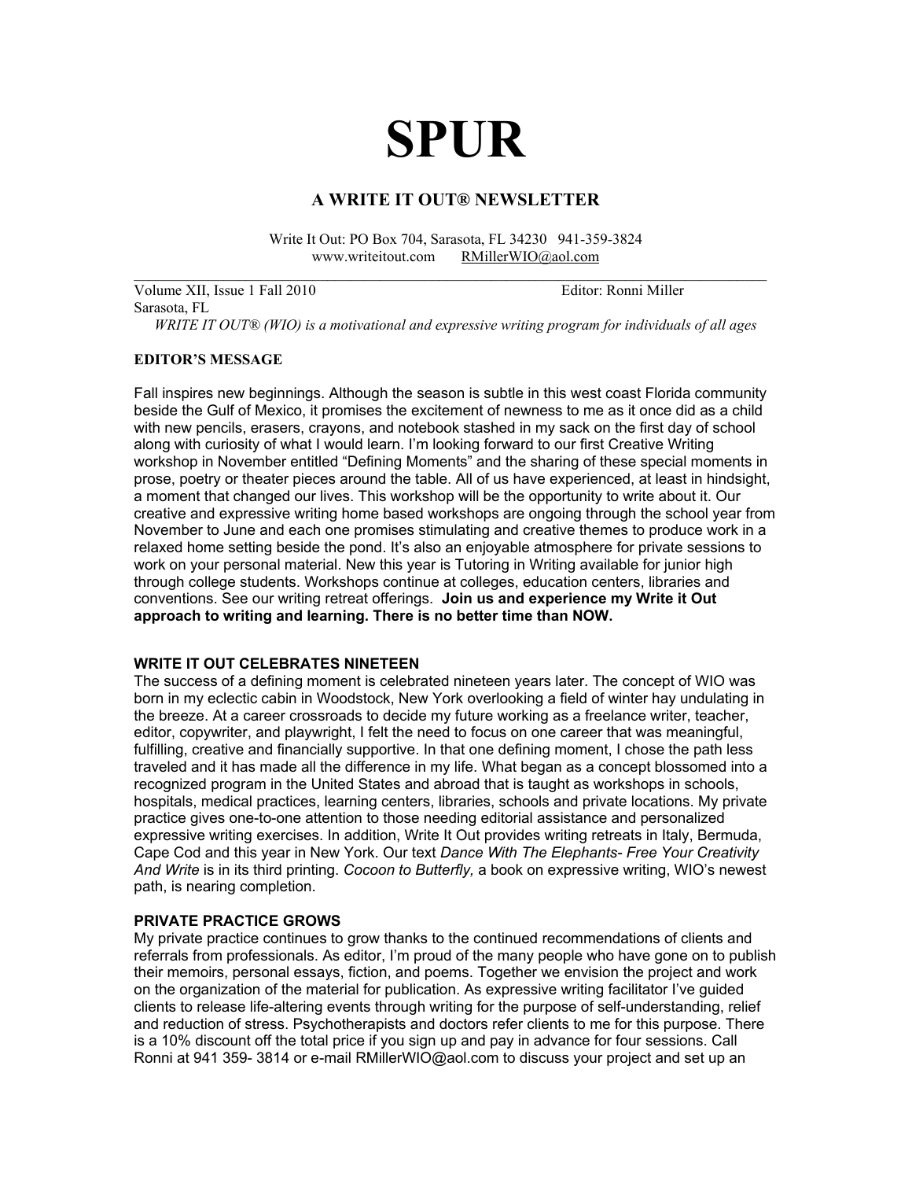# SPUR

## A WRITE IT OUT® NEWSLETTER

Write It Out: PO Box 704, Sarasota, FL 34230 941-359-3824
www.writeitout.com RMillerWIO@aol.com

Volume XII, Issue 1 Fall 2010 Editor: Ronni Miller
Sarasota, FL

*WRITE IT OUT® (WIO) is a motivational and expressive writing program for individuals of all ages*

### EDITOR'S MESSAGE

Fall inspires new beginnings. Although the season is subtle in this west coast Florida community beside the Gulf of Mexico, it promises the excitement of newness to me as it once did as a child with new pencils, erasers, crayons, and notebook stashed in my sack on the first day of school along with curiosity of what I would learn. I'm looking forward to our first Creative Writing workshop in November entitled "Defining Moments" and the sharing of these special moments in prose, poetry or theater pieces around the table. All of us have experienced, at least in hindsight, a moment that changed our lives. This workshop will be the opportunity to write about it. Our creative and expressive writing home based workshops are ongoing through the school year from November to June and each one promises stimulating and creative themes to produce work in a relaxed home setting beside the pond. It's also an enjoyable atmosphere for private sessions to work on your personal material. New this year is Tutoring in Writing available for junior high through college students. Workshops continue at colleges, education centers, libraries and conventions. See our writing retreat offerings. **Join us and experience my Write it Out approach to writing and learning. There is no better time than NOW.**

### WRITE IT OUT CELEBRATES NINETEEN

The success of a defining moment is celebrated nineteen years later. The concept of WIO was born in my eclectic cabin in Woodstock, New York overlooking a field of winter hay undulating in the breeze. At a career crossroads to decide my future working as a freelance writer, teacher, editor, copywriter, and playwright, I felt the need to focus on one career that was meaningful, fulfilling, creative and financially supportive. In that one defining moment, I chose the path less traveled and it has made all the difference in my life. What began as a concept blossomed into a recognized program in the United States and abroad that is taught as workshops in schools, hospitals, medical practices, learning centers, libraries, schools and private locations. My private practice gives one-to-one attention to those needing editorial assistance and personalized expressive writing exercises. In addition, Write It Out provides writing retreats in Italy, Bermuda, Cape Cod and this year in New York. Our text *Dance With The Elephants- Free Your Creativity And Write* is in its third printing. *Cocoon to Butterfly,* a book on expressive writing, WIO's newest path, is nearing completion.

### PRIVATE PRACTICE GROWS

My private practice continues to grow thanks to the continued recommendations of clients and referrals from professionals. As editor, I'm proud of the many people who have gone on to publish their memoirs, personal essays, fiction, and poems. Together we envision the project and work on the organization of the material for publication. As expressive writing facilitator I've guided clients to release life-altering events through writing for the purpose of self-understanding, relief and reduction of stress. Psychotherapists and doctors refer clients to me for this purpose. There is a 10% discount off the total price if you sign up and pay in advance for four sessions. Call Ronni at 941 359- 3814 or e-mail RMillerWIO@aol.com to discuss your project and set up an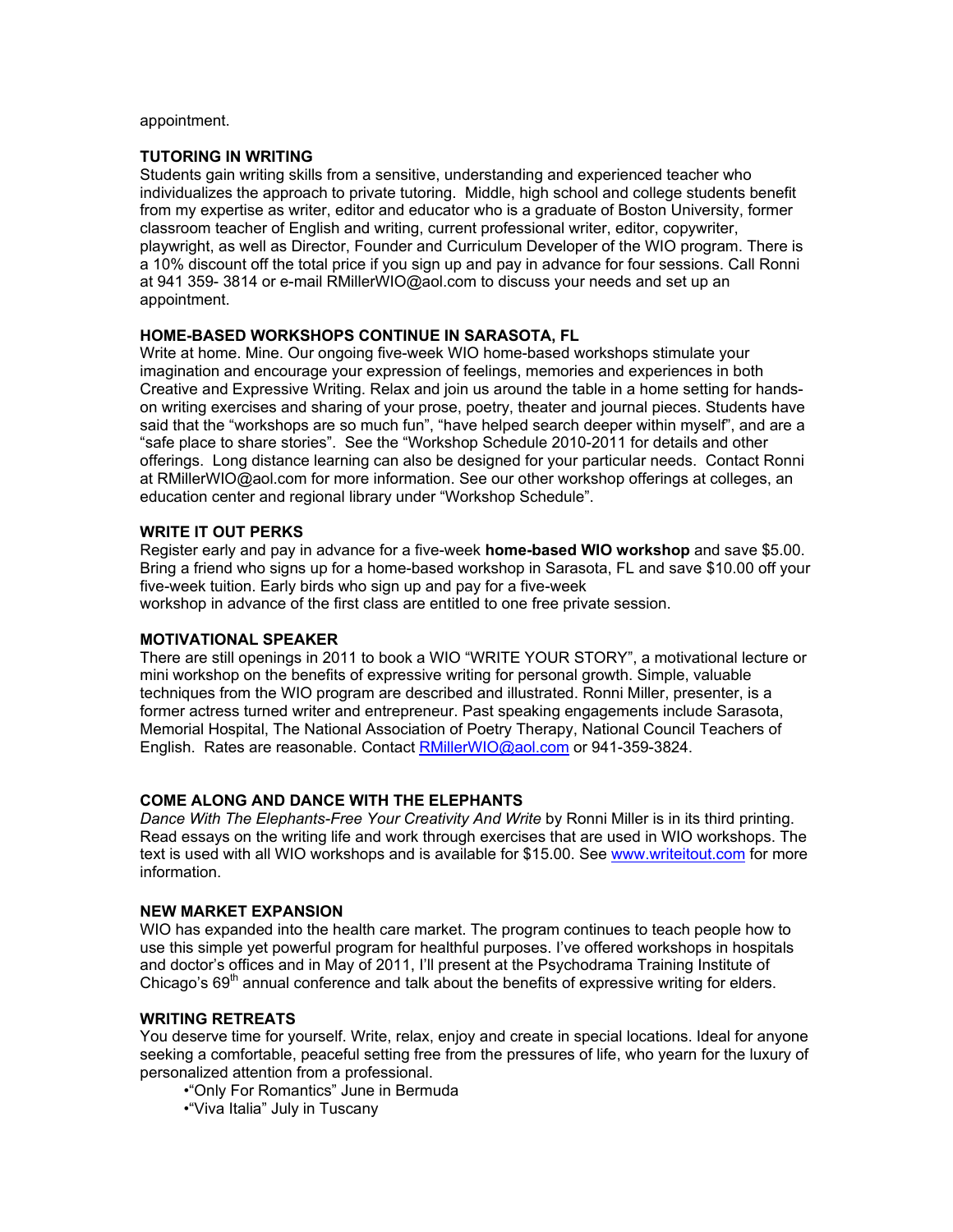appointment.

**TUTORING IN WRITING**

Students gain writing skills from a sensitive, understanding and experienced teacher who individualizes the approach to private tutoring. Middle, high school and college students benefit from my expertise as writer, editor and educator who is a graduate of Boston University, former classroom teacher of English and writing, current professional writer, editor, copywriter, playwright, as well as Director, Founder and Curriculum Developer of the WIO program. There is a 10% discount off the total price if you sign up and pay in advance for four sessions. Call Ronni at 941 359- 3814 or e-mail RMillerWIO@aol.com to discuss your needs and set up an appointment.

**HOME-BASED WORKSHOPS CONTINUE IN SARASOTA, FL**

Write at home. Mine. Our ongoing five-week WIO home-based workshops stimulate your imagination and encourage your expression of feelings, memories and experiences in both Creative and Expressive Writing. Relax and join us around the table in a home setting for hands-on writing exercises and sharing of your prose, poetry, theater and journal pieces. Students have said that the "workshops are so much fun", "have helped search deeper within myself", and are a "safe place to share stories". See the "Workshop Schedule 2010-2011 for details and other offerings. Long distance learning can also be designed for your particular needs. Contact Ronni at RMillerWIO@aol.com for more information. See our other workshop offerings at colleges, an education center and regional library under "Workshop Schedule".

**WRITE IT OUT PERKS**

Register early and pay in advance for a five-week **home-based WIO workshop** and save $5.00. Bring a friend who signs up for a home-based workshop in Sarasota, FL and save $10.00 off your five-week tuition. Early birds who sign up and pay for a five-week workshop in advance of the first class are entitled to one free private session.

**MOTIVATIONAL SPEAKER**

There are still openings in 2011 to book a WIO "WRITE YOUR STORY", a motivational lecture or mini workshop on the benefits of expressive writing for personal growth. Simple, valuable techniques from the WIO program are described and illustrated. Ronni Miller, presenter, is a former actress turned writer and entrepreneur. Past speaking engagements include Sarasota, Memorial Hospital, The National Association of Poetry Therapy, National Council Teachers of English. Rates are reasonable. Contact RMillerWIO@aol.com or 941-359-3824.

**COME ALONG AND DANCE WITH THE ELEPHANTS**

*Dance With The Elephants-Free Your Creativity And Write* by Ronni Miller is in its third printing. Read essays on the writing life and work through exercises that are used in WIO workshops. The text is used with all WIO workshops and is available for $15.00. See www.writeitout.com for more information.

**NEW MARKET EXPANSION**

WIO has expanded into the health care market. The program continues to teach people how to use this simple yet powerful program for healthful purposes. I've offered workshops in hospitals and doctor's offices and in May of 2011, I'll present at the Psychodrama Training Institute of Chicago's 69th annual conference and talk about the benefits of expressive writing for elders.

**WRITING RETREATS**

You deserve time for yourself. Write, relax, enjoy and create in special locations. Ideal for anyone seeking a comfortable, peaceful setting free from the pressures of life, who yearn for the luxury of personalized attention from a professional.

- "Only For Romantics" June in Bermuda
- "Viva Italia" July in Tuscany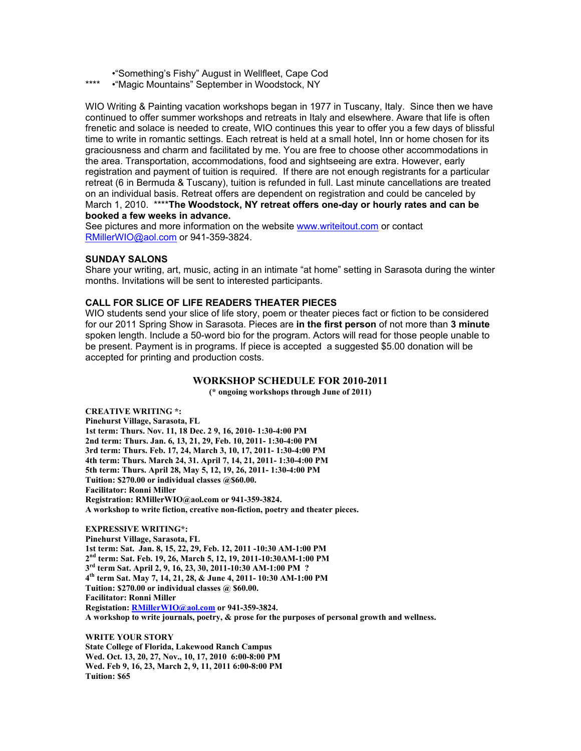•"Something's Fishy" August in Wellfleet, Cape Cod

**** •"Magic Mountains" September in Woodstock, NY

WIO Writing & Painting vacation workshops began in 1977 in Tuscany, Italy. Since then we have continued to offer summer workshops and retreats in Italy and elsewhere. Aware that life is often frenetic and solace is needed to create, WIO continues this year to offer you a few days of blissful time to write in romantic settings. Each retreat is held at a small hotel, Inn or home chosen for its graciousness and charm and facilitated by me. You are free to choose other accommodations in the area. Transportation, accommodations, food and sightseeing are extra. However, early registration and payment of tuition is required. If there are not enough registrants for a particular retreat (6 in Bermuda & Tuscany), tuition is refunded in full. Last minute cancellations are treated on an individual basis. Retreat offers are dependent on registration and could be canceled by March 1, 2010. ****The Woodstock, NY retreat offers one-day or hourly rates and can be booked a few weeks in advance.**

See pictures and more information on the website www.writeitout.com or contact RMillerWIO@aol.com or 941-359-3824.

**SUNDAY SALONS**

Share your writing, art, music, acting in an intimate "at home" setting in Sarasota during the winter months. Invitations will be sent to interested participants.

**CALL FOR SLICE OF LIFE READERS THEATER PIECES**

WIO students send your slice of life story, poem or theater pieces fact or fiction to be considered for our 2011 Spring Show in Sarasota. Pieces are **in the first person** of not more than **3 minute** spoken length. Include a 50-word bio for the program. Actors will read for those people unable to be present. Payment is in programs. If piece is accepted a suggested $5.00 donation will be accepted for printing and production costs.

## WORKSHOP SCHEDULE FOR 2010-2011

**(* ongoing workshops through June of 2011)**

**CREATIVE WRITING *:**
**Pinehurst Village, Sarasota, FL**
**1st term: Thurs. Nov. 11, 18 Dec. 2 9, 16, 2010- 1:30-4:00 PM**
**2nd term: Thurs. Jan. 6, 13, 21, 29, Feb. 10, 2011- 1:30-4:00 PM**
**3rd term: Thurs. Feb. 17, 24, March 3, 10, 17, 2011- 1:30-4:00 PM**
**4th term: Thurs. March 24, 31. April 7, 14, 21, 2011- 1:30-4:00 PM**
**5th term: Thurs. April 28, May 5, 12, 19, 26, 2011- 1:30-4:00 PM**
**Tuition: $270.00 or individual classes @$60.00.**
**Facilitator: Ronni Miller**
**Registration: RMillerWIO@aol.com or 941-359-3824.**
**A workshop to write fiction, creative non-fiction, poetry and theater pieces.**

**EXPRESSIVE WRITING*:**
**Pinehurst Village, Sarasota, FL**
**1st term: Sat. Jan. 8, 15, 22, 29, Feb. 12, 2011 -10:30 AM-1:00 PM**
**2nd term: Sat. Feb. 19, 26, March 5, 12, 19, 2011-10:30AM-1:00 PM**
**3rd term Sat. April 2, 9, 16, 23, 30, 2011-10:30 AM-1:00 PM ?**
**4th term Sat. May 7, 14, 21, 28, & June 4, 2011- 10:30 AM-1:00 PM**
**Tuition: $270.00 or individual classes @ $60.00.**
**Facilitator: Ronni Miller**
**Registation: RMillerWIO@aol.com or 941-359-3824.**
**A workshop to write journals, poetry, & prose for the purposes of personal growth and wellness.**

**WRITE YOUR STORY**
**State College of Florida, Lakewood Ranch Campus**
**Wed. Oct. 13, 20, 27, Nov., 10, 17, 2010 6:00-8:00 PM**
**Wed. Feb 9, 16, 23, March 2, 9, 11, 2011 6:00-8:00 PM**
**Tuition: $65**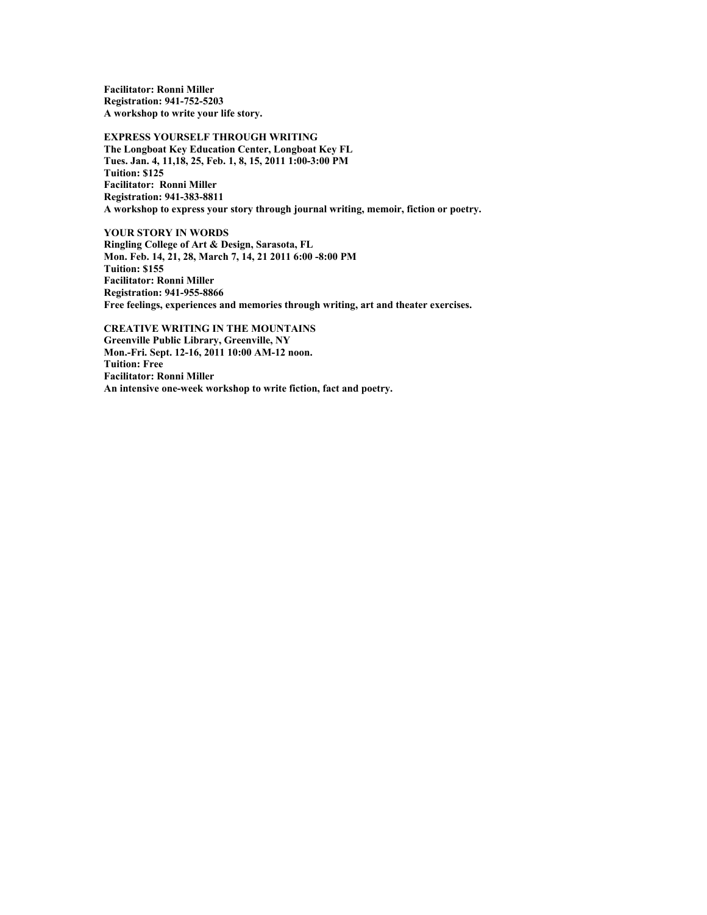**Facilitator: Ronni Miller**
**Registration: 941-752-5203**
**A workshop to write your life story.**

**EXPRESS YOURSELF THROUGH WRITING**
**The Longboat Key Education Center, Longboat Key FL**
**Tues. Jan. 4, 11,18, 25, Feb. 1, 8, 15, 2011 1:00-3:00 PM**
**Tuition: $125**
**Facilitator: Ronni Miller**
**Registration: 941-383-8811**
**A workshop to express your story through journal writing, memoir, fiction or poetry.**

**YOUR STORY IN WORDS**
**Ringling College of Art & Design, Sarasota, FL**
**Mon. Feb. 14, 21, 28, March 7, 14, 21 2011 6:00 -8:00 PM**
**Tuition: $155**
**Facilitator: Ronni Miller**
**Registration: 941-955-8866**
**Free feelings, experiences and memories through writing, art and theater exercises.**

**CREATIVE WRITING IN THE MOUNTAINS**
**Greenville Public Library, Greenville, NY**
**Mon.-Fri. Sept. 12-16, 2011 10:00 AM-12 noon.**
**Tuition: Free**
**Facilitator: Ronni Miller**
**An intensive one-week workshop to write fiction, fact and poetry.**